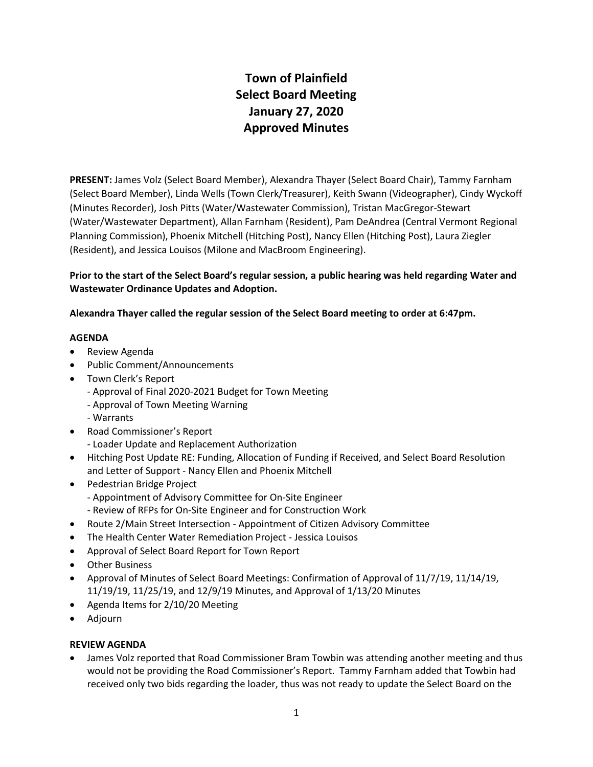# Town of Plainfield
# Select Board Meeting
# January 27, 2020
# Approved Minutes

**PRESENT:** James Volz (Select Board Member), Alexandra Thayer (Select Board Chair), Tammy Farnham (Select Board Member), Linda Wells (Town Clerk/Treasurer), Keith Swann (Videographer), Cindy Wyckoff (Minutes Recorder), Josh Pitts (Water/Wastewater Commission), Tristan MacGregor-Stewart (Water/Wastewater Department), Allan Farnham (Resident), Pam DeAndrea (Central Vermont Regional Planning Commission), Phoenix Mitchell (Hitching Post), Nancy Ellen (Hitching Post), Laura Ziegler (Resident), and Jessica Louisos (Milone and MacBroom Engineering).

**Prior to the start of the Select Board's regular session, a public hearing was held regarding Water and Wastewater Ordinance Updates and Adoption.**

**Alexandra Thayer called the regular session of the Select Board meeting to order at 6:47pm.**

**AGENDA**

- Review Agenda
- Public Comment/Announcements
- Town Clerk's Report
  - Approval of Final 2020-2021 Budget for Town Meeting
  - Approval of Town Meeting Warning
  - Warrants
- Road Commissioner's Report
  - Loader Update and Replacement Authorization
- Hitching Post Update RE: Funding, Allocation of Funding if Received, and Select Board Resolution and Letter of Support - Nancy Ellen and Phoenix Mitchell
- Pedestrian Bridge Project
  - Appointment of Advisory Committee for On-Site Engineer
  - Review of RFPs for On-Site Engineer and for Construction Work
- Route 2/Main Street Intersection - Appointment of Citizen Advisory Committee
- The Health Center Water Remediation Project - Jessica Louisos
- Approval of Select Board Report for Town Report
- Other Business
- Approval of Minutes of Select Board Meetings: Confirmation of Approval of 11/7/19, 11/14/19, 11/19/19, 11/25/19, and 12/9/19 Minutes, and Approval of 1/13/20 Minutes
- Agenda Items for 2/10/20 Meeting
- Adjourn

**REVIEW AGENDA**

- James Volz reported that Road Commissioner Bram Towbin was attending another meeting and thus would not be providing the Road Commissioner's Report. Tammy Farnham added that Towbin had received only two bids regarding the loader, thus was not ready to update the Select Board on the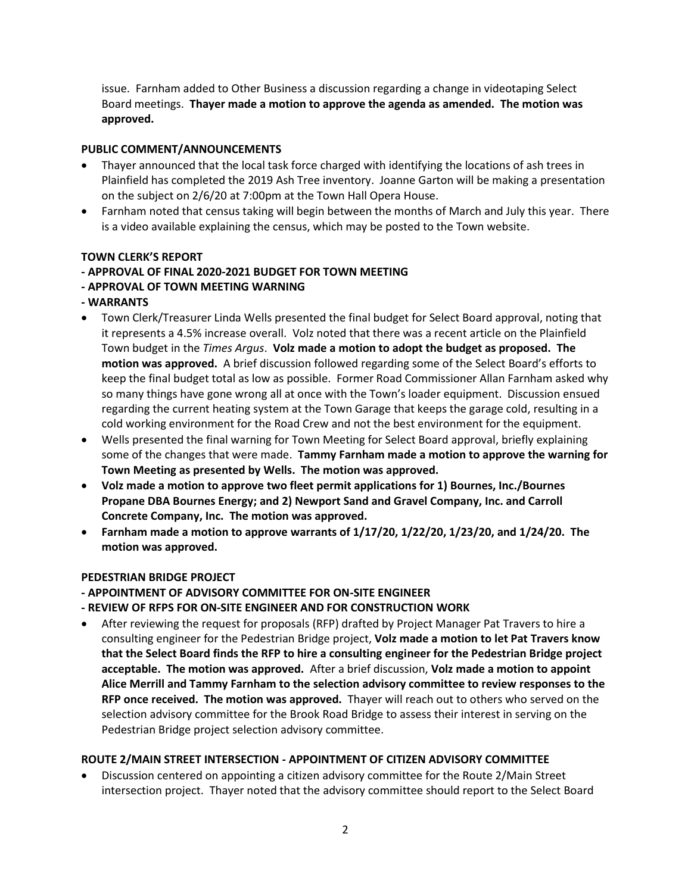issue. Farnham added to Other Business a discussion regarding a change in videotaping Select Board meetings. **Thayer made a motion to approve the agenda as amended. The motion was approved.**

**PUBLIC COMMENT/ANNOUNCEMENTS**

- Thayer announced that the local task force charged with identifying the locations of ash trees in Plainfield has completed the 2019 Ash Tree inventory. Joanne Garton will be making a presentation on the subject on 2/6/20 at 7:00pm at the Town Hall Opera House.
- Farnham noted that census taking will begin between the months of March and July this year. There is a video available explaining the census, which may be posted to the Town website.

**TOWN CLERK'S REPORT**

**- APPROVAL OF FINAL 2020-2021 BUDGET FOR TOWN MEETING**

**- APPROVAL OF TOWN MEETING WARNING**

**- WARRANTS**

- Town Clerk/Treasurer Linda Wells presented the final budget for Select Board approval, noting that it represents a 4.5% increase overall. Volz noted that there was a recent article on the Plainfield Town budget in the *Times Argus*. **Volz made a motion to adopt the budget as proposed. The motion was approved.** A brief discussion followed regarding some of the Select Board's efforts to keep the final budget total as low as possible. Former Road Commissioner Allan Farnham asked why so many things have gone wrong all at once with the Town's loader equipment. Discussion ensued regarding the current heating system at the Town Garage that keeps the garage cold, resulting in a cold working environment for the Road Crew and not the best environment for the equipment.
- Wells presented the final warning for Town Meeting for Select Board approval, briefly explaining some of the changes that were made. **Tammy Farnham made a motion to approve the warning for Town Meeting as presented by Wells. The motion was approved.**
- **Volz made a motion to approve two fleet permit applications for 1) Bournes, Inc./Bournes Propane DBA Bournes Energy; and 2) Newport Sand and Gravel Company, Inc. and Carroll Concrete Company, Inc. The motion was approved.**
- **Farnham made a motion to approve warrants of 1/17/20, 1/22/20, 1/23/20, and 1/24/20. The motion was approved.**

**PEDESTRIAN BRIDGE PROJECT**

**- APPOINTMENT OF ADVISORY COMMITTEE FOR ON-SITE ENGINEER**

**- REVIEW OF RFPS FOR ON-SITE ENGINEER AND FOR CONSTRUCTION WORK**

- After reviewing the request for proposals (RFP) drafted by Project Manager Pat Travers to hire a consulting engineer for the Pedestrian Bridge project, **Volz made a motion to let Pat Travers know that the Select Board finds the RFP to hire a consulting engineer for the Pedestrian Bridge project acceptable. The motion was approved.** After a brief discussion, **Volz made a motion to appoint Alice Merrill and Tammy Farnham to the selection advisory committee to review responses to the RFP once received. The motion was approved.** Thayer will reach out to others who served on the selection advisory committee for the Brook Road Bridge to assess their interest in serving on the Pedestrian Bridge project selection advisory committee.

**ROUTE 2/MAIN STREET INTERSECTION - APPOINTMENT OF CITIZEN ADVISORY COMMITTEE**

- Discussion centered on appointing a citizen advisory committee for the Route 2/Main Street intersection project. Thayer noted that the advisory committee should report to the Select Board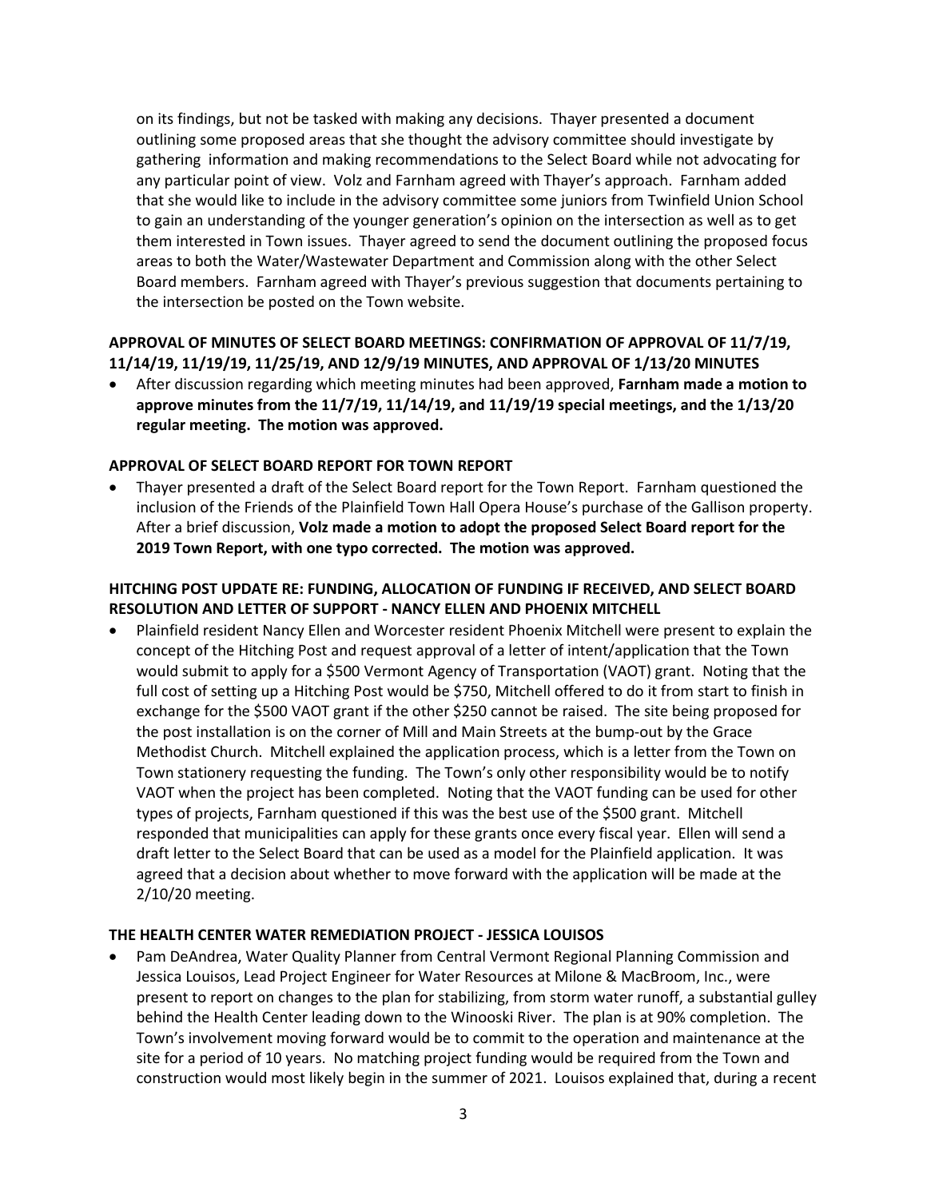on its findings, but not be tasked with making any decisions. Thayer presented a document outlining some proposed areas that she thought the advisory committee should investigate by gathering information and making recommendations to the Select Board while not advocating for any particular point of view. Volz and Farnham agreed with Thayer's approach. Farnham added that she would like to include in the advisory committee some juniors from Twinfield Union School to gain an understanding of the younger generation's opinion on the intersection as well as to get them interested in Town issues. Thayer agreed to send the document outlining the proposed focus areas to both the Water/Wastewater Department and Commission along with the other Select Board members. Farnham agreed with Thayer's previous suggestion that documents pertaining to the intersection be posted on the Town website.

**APPROVAL OF MINUTES OF SELECT BOARD MEETINGS: CONFIRMATION OF APPROVAL OF 11/7/19, 11/14/19, 11/19/19, 11/25/19, AND 12/9/19 MINUTES, AND APPROVAL OF 1/13/20 MINUTES**

- After discussion regarding which meeting minutes had been approved, **Farnham made a motion to approve minutes from the 11/7/19, 11/14/19, and 11/19/19 special meetings, and the 1/13/20 regular meeting. The motion was approved.**

**APPROVAL OF SELECT BOARD REPORT FOR TOWN REPORT**

- Thayer presented a draft of the Select Board report for the Town Report. Farnham questioned the inclusion of the Friends of the Plainfield Town Hall Opera House's purchase of the Gallison property. After a brief discussion, **Volz made a motion to adopt the proposed Select Board report for the 2019 Town Report, with one typo corrected. The motion was approved.**

**HITCHING POST UPDATE RE: FUNDING, ALLOCATION OF FUNDING IF RECEIVED, AND SELECT BOARD RESOLUTION AND LETTER OF SUPPORT - NANCY ELLEN AND PHOENIX MITCHELL**

- Plainfield resident Nancy Ellen and Worcester resident Phoenix Mitchell were present to explain the concept of the Hitching Post and request approval of a letter of intent/application that the Town would submit to apply for a $500 Vermont Agency of Transportation (VAOT) grant. Noting that the full cost of setting up a Hitching Post would be $750, Mitchell offered to do it from start to finish in exchange for the $500 VAOT grant if the other $250 cannot be raised. The site being proposed for the post installation is on the corner of Mill and Main Streets at the bump-out by the Grace Methodist Church. Mitchell explained the application process, which is a letter from the Town on Town stationery requesting the funding. The Town's only other responsibility would be to notify VAOT when the project has been completed. Noting that the VAOT funding can be used for other types of projects, Farnham questioned if this was the best use of the $500 grant. Mitchell responded that municipalities can apply for these grants once every fiscal year. Ellen will send a draft letter to the Select Board that can be used as a model for the Plainfield application. It was agreed that a decision about whether to move forward with the application will be made at the 2/10/20 meeting.

**THE HEALTH CENTER WATER REMEDIATION PROJECT - JESSICA LOUISOS**

- Pam DeAndrea, Water Quality Planner from Central Vermont Regional Planning Commission and Jessica Louisos, Lead Project Engineer for Water Resources at Milone & MacBroom, Inc., were present to report on changes to the plan for stabilizing, from storm water runoff, a substantial gulley behind the Health Center leading down to the Winooski River. The plan is at 90% completion. The Town's involvement moving forward would be to commit to the operation and maintenance at the site for a period of 10 years. No matching project funding would be required from the Town and construction would most likely begin in the summer of 2021. Louisos explained that, during a recent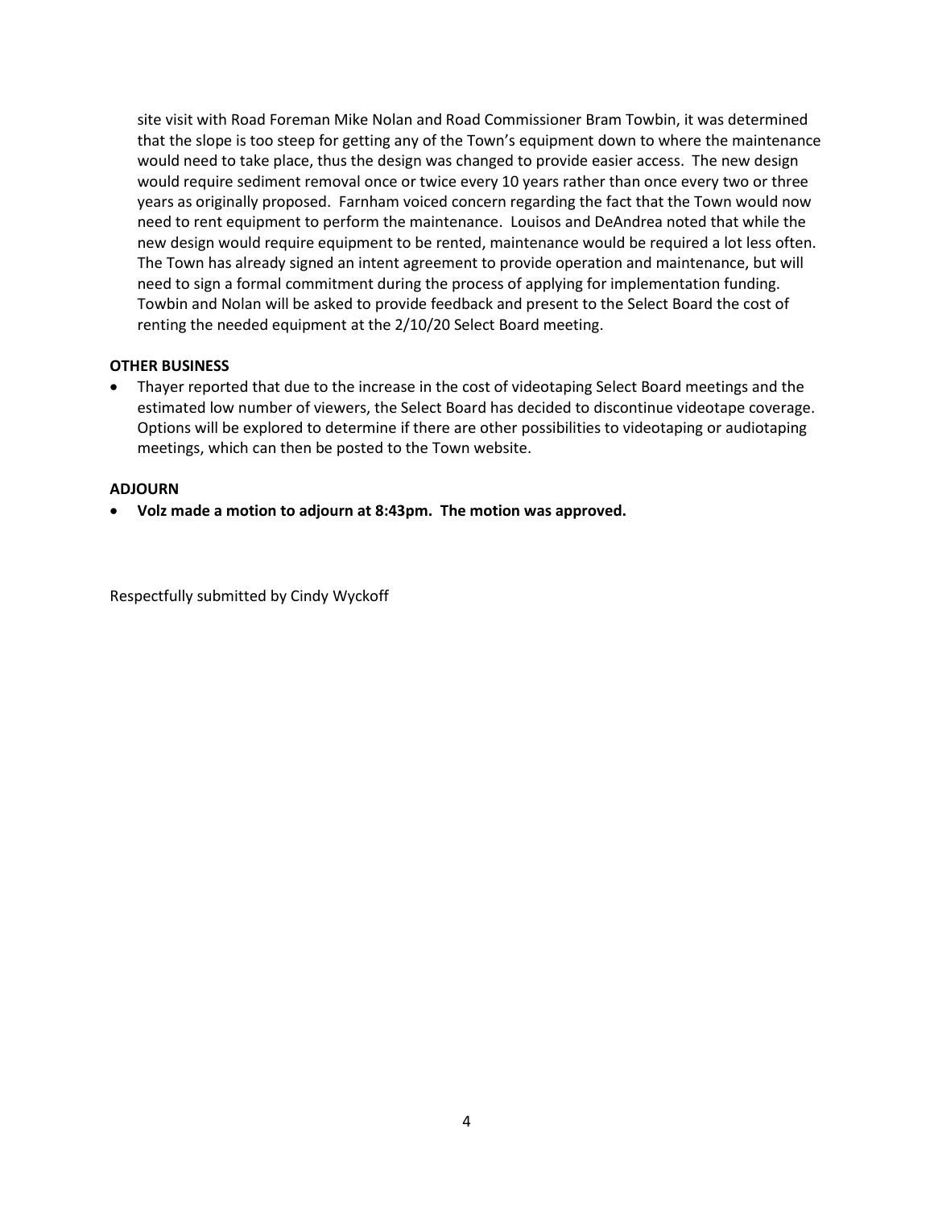site visit with Road Foreman Mike Nolan and Road Commissioner Bram Towbin, it was determined that the slope is too steep for getting any of the Town's equipment down to where the maintenance would need to take place, thus the design was changed to provide easier access. The new design would require sediment removal once or twice every 10 years rather than once every two or three years as originally proposed. Farnham voiced concern regarding the fact that the Town would now need to rent equipment to perform the maintenance. Louisos and DeAndrea noted that while the new design would require equipment to be rented, maintenance would be required a lot less often. The Town has already signed an intent agreement to provide operation and maintenance, but will need to sign a formal commitment during the process of applying for implementation funding. Towbin and Nolan will be asked to provide feedback and present to the Select Board the cost of renting the needed equipment at the 2/10/20 Select Board meeting.

**OTHER BUSINESS**

- Thayer reported that due to the increase in the cost of videotaping Select Board meetings and the estimated low number of viewers, the Select Board has decided to discontinue videotape coverage. Options will be explored to determine if there are other possibilities to videotaping or audiotaping meetings, which can then be posted to the Town website.

**ADJOURN**

- **Volz made a motion to adjourn at 8:43pm. The motion was approved.**

Respectfully submitted by Cindy Wyckoff